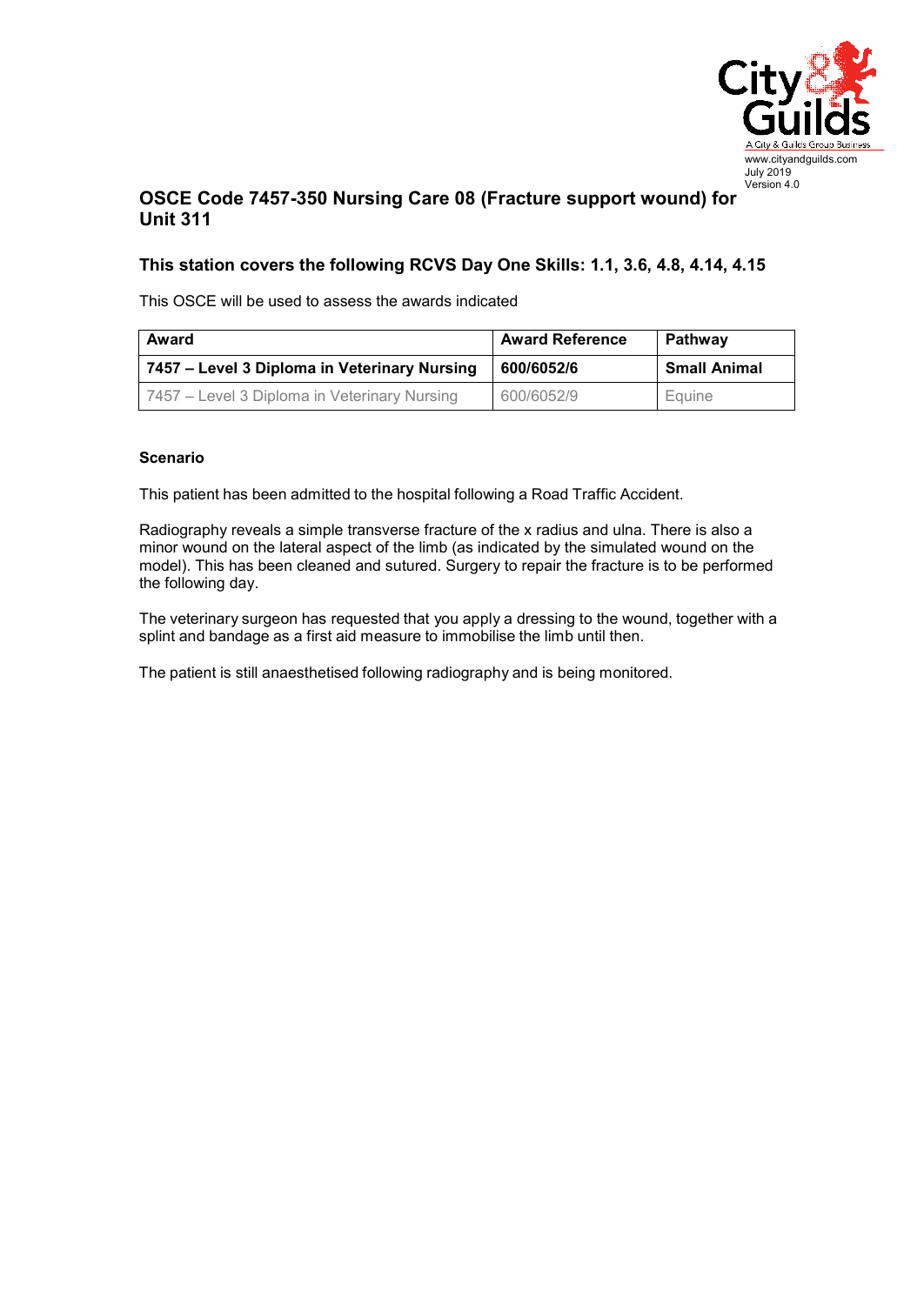www.cityandguilds.com
July 2019
Version 4.0

# OSCE Code 7457-350 Nursing Care 08 (Fracture support wound) for Unit 311

## This station covers the following RCVS Day One Skills: 1.1, 3.6, 4.8, 4.14, 4.15

This OSCE will be used to assess the awards indicated

| Award | Award Reference | Pathway |
|---|---|---|
| **7457 – Level 3 Diploma in Veterinary Nursing** | **600/6052/6** | **Small Animal** |
| 7457 – Level 3 Diploma in Veterinary Nursing | 600/6052/9 | Equine |

**Scenario**

This patient has been admitted to the hospital following a Road Traffic Accident.

Radiography reveals a simple transverse fracture of the x radius and ulna. There is also a minor wound on the lateral aspect of the limb (as indicated by the simulated wound on the model). This has been cleaned and sutured. Surgery to repair the fracture is to be performed the following day.

The veterinary surgeon has requested that you apply a dressing to the wound, together with a splint and bandage as a first aid measure to immobilise the limb until then.

The patient is still anaesthetised following radiography and is being monitored.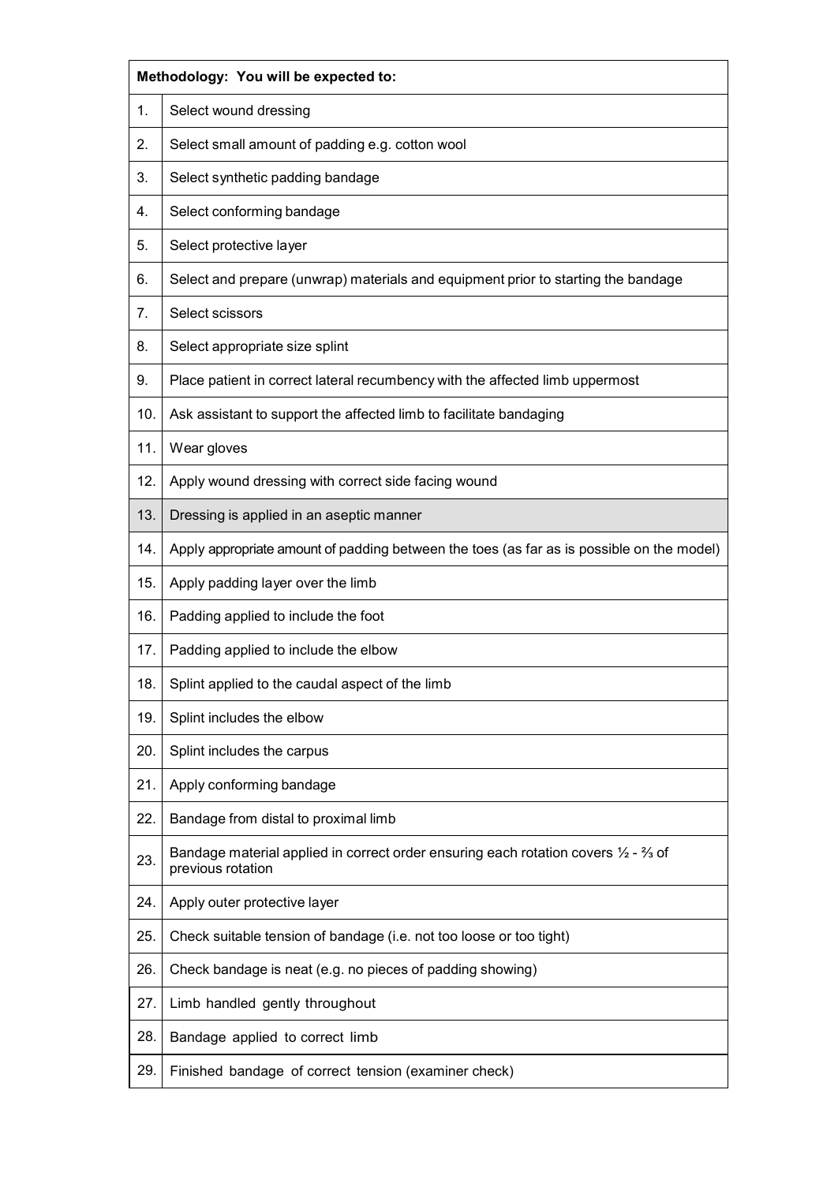| Methodology: You will be expected to: | |
|---|---|
| 1. | Select wound dressing |
| 2. | Select small amount of padding e.g. cotton wool |
| 3. | Select synthetic padding bandage |
| 4. | Select conforming bandage |
| 5. | Select protective layer |
| 6. | Select and prepare (unwrap) materials and equipment prior to starting the bandage |
| 7. | Select scissors |
| 8. | Select appropriate size splint |
| 9. | Place patient in correct lateral recumbency with the affected limb uppermost |
| 10. | Ask assistant to support the affected limb to facilitate bandaging |
| 11. | Wear gloves |
| 12. | Apply wound dressing with correct side facing wound |
| 13. | Dressing is applied in an aseptic manner |
| 14. | Apply appropriate amount of padding between the toes (as far as is possible on the model) |
| 15. | Apply padding layer over the limb |
| 16. | Padding applied to include the foot |
| 17. | Padding applied to include the elbow |
| 18. | Splint applied to the caudal aspect of the limb |
| 19. | Splint includes the elbow |
| 20. | Splint includes the carpus |
| 21. | Apply conforming bandage |
| 22. | Bandage from distal to proximal limb |
| 23. | Bandage material applied in correct order ensuring each rotation covers ½ - ⅔ of previous rotation |
| 24. | Apply outer protective layer |
| 25. | Check suitable tension of bandage (i.e. not too loose or too tight) |
| 26. | Check bandage is neat (e.g. no pieces of padding showing) |
| 27. | Limb handled gently throughout |
| 28. | Bandage applied to correct limb |
| 29. | Finished bandage of correct tension (examiner check) |